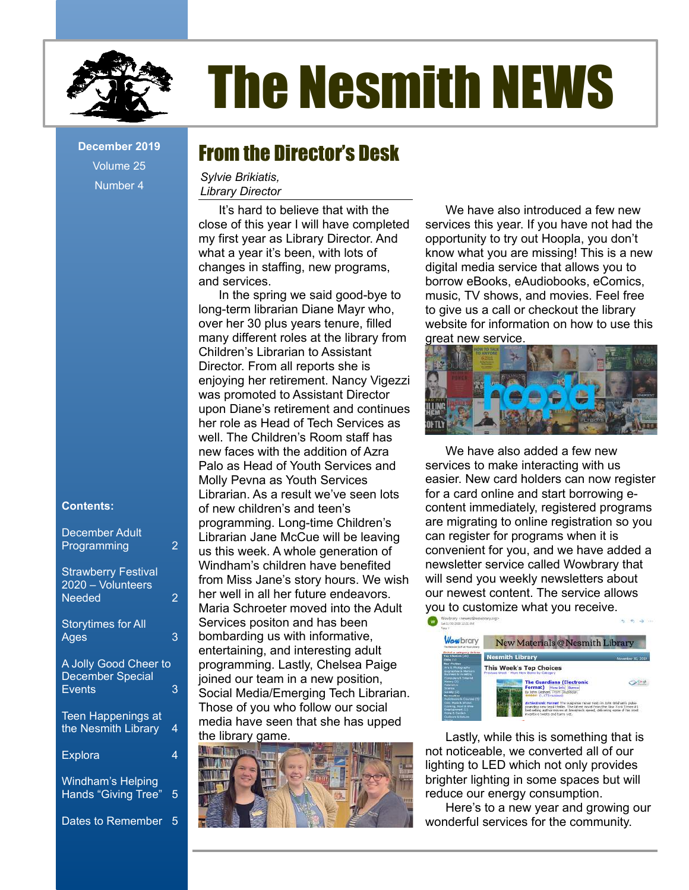# The Nesmith NEWS

December 2019
Volume 25
Number 4

**Contents:**

- December Adult Programming — 2
- Strawberry Festival 2020 – Volunteers Needed — 2
- Storytimes for All Ages — 3
- A Jolly Good Cheer to December Special Events — 3
- Teen Happenings at the Nesmith Library — 4
- Explora — 4
- Windham's Helping Hands "Giving Tree" — 5
- Dates to Remember — 5

## From the Director's Desk

*Sylvie Brikiatis, Library Director*

It's hard to believe that with the close of this year I will have completed my first year as Library Director. And what a year it's been, with lots of changes in staffing, new programs, and services.

In the spring we said good-bye to long-term librarian Diane Mayr who, over her 30 plus years tenure, filled many different roles at the library from Children's Librarian to Assistant Director. From all reports she is enjoying her retirement. Nancy Vigezzi was promoted to Assistant Director upon Diane's retirement and continues her role as Head of Tech Services as well. The Children's Room staff has new faces with the addition of Azra Palo as Head of Youth Services and Molly Pevna as Youth Services Librarian. As a result we've seen lots of new children's and teen's programming. Long-time Children's Librarian Jane McCue will be leaving us this week. A whole generation of Windham's children have benefited from Miss Jane's story hours. We wish her well in all her future endeavors. Maria Schroeter moved into the Adult Services positon and has been bombarding us with informative, entertaining, and interesting adult programming. Lastly, Chelsea Paige joined our team in a new position, Social Media/Emerging Tech Librarian. Those of you who follow our social media have seen that she has upped the library game.

We have also introduced a few new services this year. If you have not had the opportunity to try out Hoopla, you don't know what you are missing! This is a new digital media service that allows you to borrow eBooks, eAudiobooks, eComics, music, TV shows, and movies. Feel free to give us a call or checkout the library website for information on how to use this great new service.

We have also added a few new services to make interacting with us easier. New card holders can now register for a card online and start borrowing e-content immediately, registered programs are migrating to online registration so you can register for programs when it is convenient for you, and we have added a newsletter service called Wowbrary that will send you weekly newsletters about our newest content. The service allows you to customize what you receive.

Lastly, while this is something that is not noticeable, we converted all of our lighting to LED which not only provides brighter lighting in some spaces but will reduce our energy consumption.

Here's to a new year and growing our wonderful services for the community.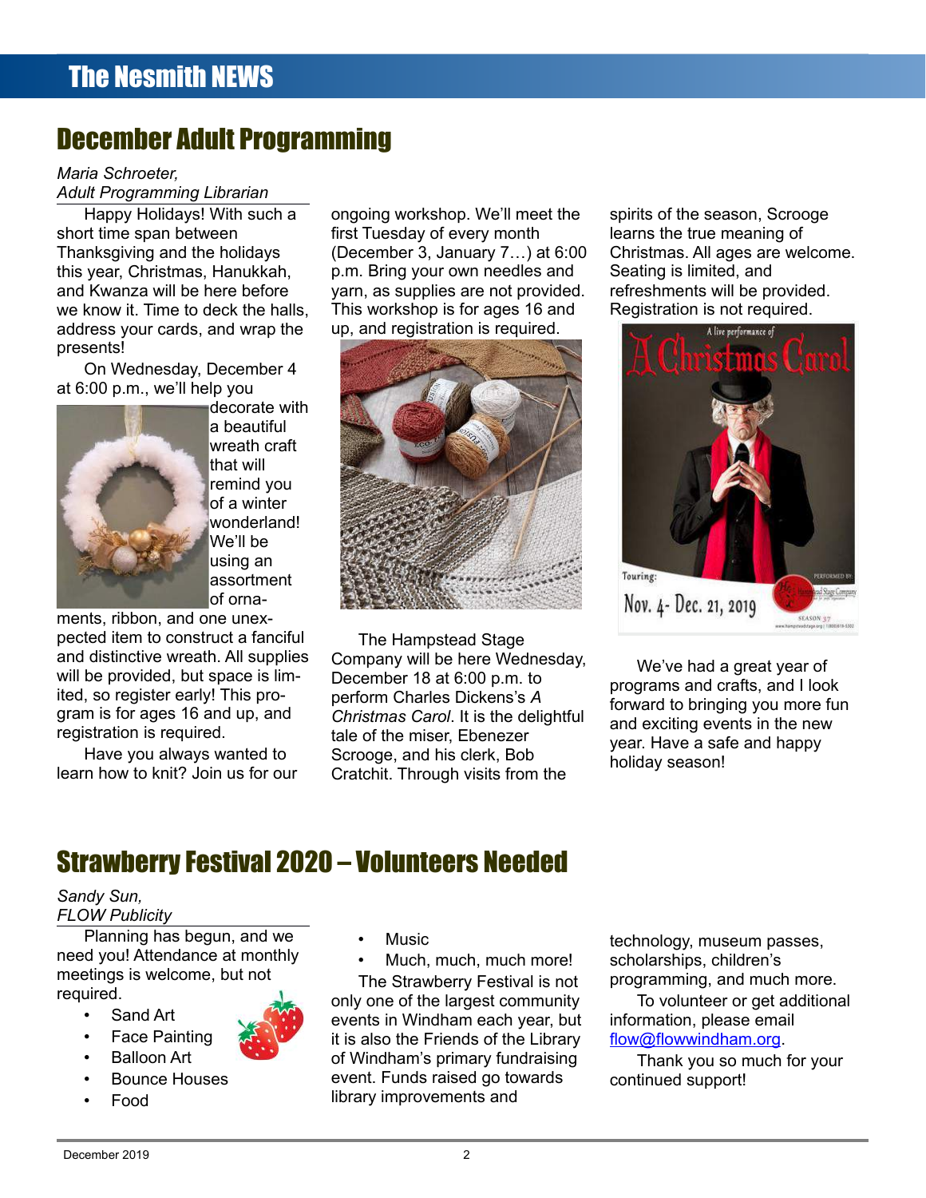## December Adult Programming

*Maria Schroeter,*
*Adult Programming Librarian*

Happy Holidays! With such a short time span between Thanksgiving and the holidays this year, Christmas, Hanukkah, and Kwanza will be here before we know it. Time to deck the halls, address your cards, and wrap the presents!

On Wednesday, December 4 at 6:00 p.m., we'll help you decorate with a beautiful wreath craft that will remind you of a winter wonderland! We'll be using an assortment of ornaments, ribbon, and one unexpected item to construct a fanciful and distinctive wreath. All supplies will be provided, but space is limited, so register early! This program is for ages 16 and up, and registration is required.

Have you always wanted to learn how to knit? Join us for our ongoing workshop. We'll meet the first Tuesday of every month (December 3, January 7…) at 6:00 p.m. Bring your own needles and yarn, as supplies are not provided. This workshop is for ages 16 and up, and registration is required.

The Hampstead Stage Company will be here Wednesday, December 18 at 6:00 p.m. to perform Charles Dickens's *A Christmas Carol*. It is the delightful tale of the miser, Ebenezer Scrooge, and his clerk, Bob Cratchit. Through visits from the spirits of the season, Scrooge learns the true meaning of Christmas. All ages are welcome. Seating is limited, and refreshments will be provided. Registration is not required.

We've had a great year of programs and crafts, and I look forward to bringing you more fun and exciting events in the new year. Have a safe and happy holiday season!

## Strawberry Festival 2020 – Volunteers Needed

*Sandy Sun,*
*FLOW Publicity*

Planning has begun, and we need you! Attendance at monthly meetings is welcome, but not required.

- Sand Art
- Face Painting
- Balloon Art
- Bounce Houses
- Food
- Music
- Much, much, much more!

The Strawberry Festival is not only one of the largest community events in Windham each year, but it is also the Friends of the Library of Windham's primary fundraising event. Funds raised go towards library improvements and technology, museum passes, scholarships, children's programming, and much more.

To volunteer or get additional information, please email flow@flowwindham.org.

Thank you so much for your continued support!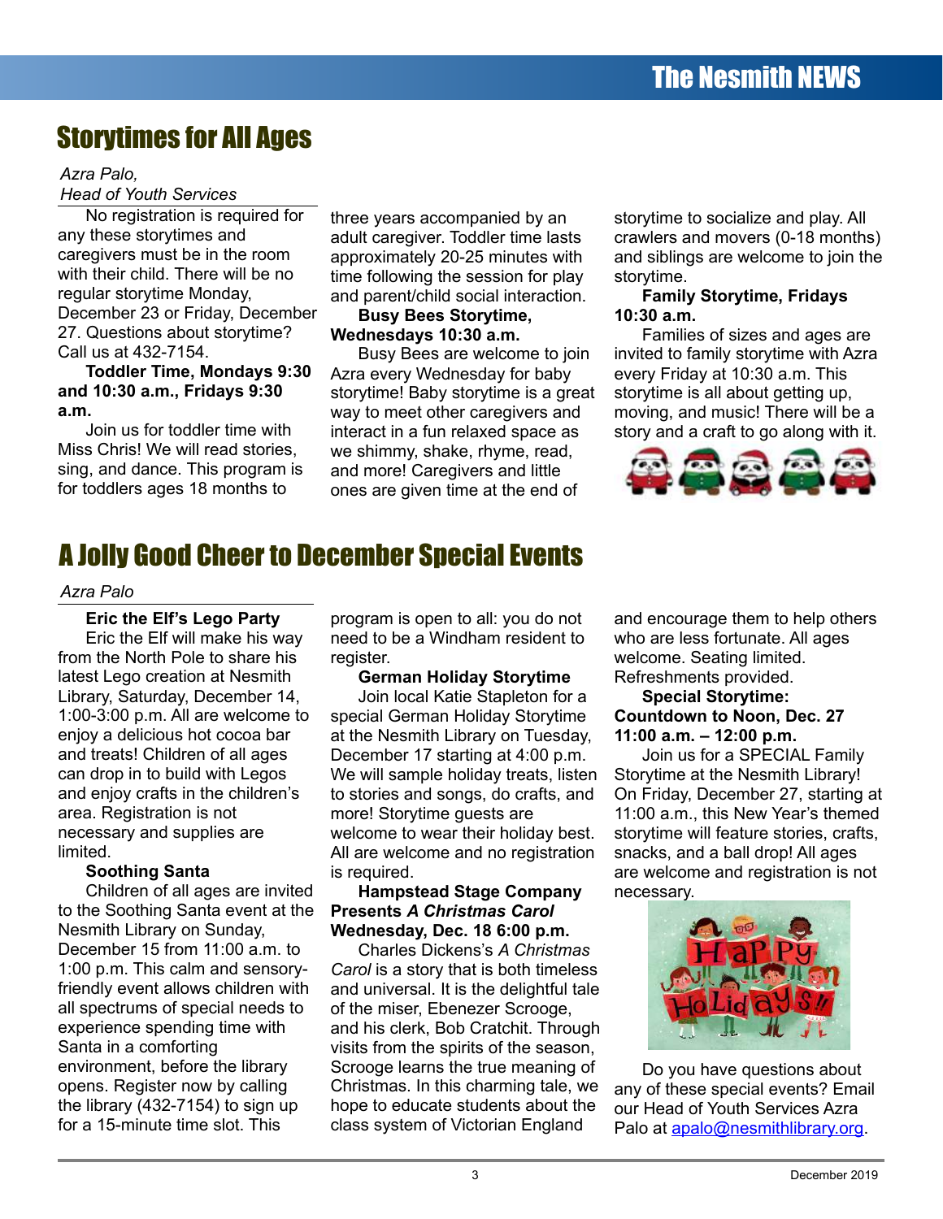## Storytimes for All Ages

*Azra Palo,*
*Head of Youth Services*

No registration is required for any these storytimes and caregivers must be in the room with their child. There will be no regular storytime Monday, December 23 or Friday, December 27. Questions about storytime? Call us at 432-7154.

**Toddler Time, Mondays 9:30 and 10:30 a.m., Fridays 9:30 a.m.**

Join us for toddler time with Miss Chris! We will read stories, sing, and dance. This program is for toddlers ages 18 months to three years accompanied by an adult caregiver. Toddler time lasts approximately 20-25 minutes with time following the session for play and parent/child social interaction.

**Busy Bees Storytime, Wednesdays 10:30 a.m.**

Busy Bees are welcome to join Azra every Wednesday for baby storytime! Baby storytime is a great way to meet other caregivers and interact in a fun relaxed space as we shimmy, shake, rhyme, read, and more! Caregivers and little ones are given time at the end of storytime to socialize and play. All crawlers and movers (0-18 months) and siblings are welcome to join the storytime.

**Family Storytime, Fridays 10:30 a.m.**

Families of sizes and ages are invited to family storytime with Azra every Friday at 10:30 a.m. This storytime is all about getting up, moving, and music! There will be a story and a craft to go along with it.

## A Jolly Good Cheer to December Special Events

*Azra Palo*

**Eric the Elf's Lego Party**

Eric the Elf will make his way from the North Pole to share his latest Lego creation at Nesmith Library, Saturday, December 14, 1:00-3:00 p.m. All are welcome to enjoy a delicious hot cocoa bar and treats! Children of all ages can drop in to build with Legos and enjoy crafts in the children's area. Registration is not necessary and supplies are limited.

**Soothing Santa**

Children of all ages are invited to the Soothing Santa event at the Nesmith Library on Sunday, December 15 from 11:00 a.m. to 1:00 p.m. This calm and sensory-friendly event allows children with all spectrums of special needs to experience spending time with Santa in a comforting environment, before the library opens. Register now by calling the library (432-7154) to sign up for a 15-minute time slot. This program is open to all: you do not need to be a Windham resident to register.

**German Holiday Storytime**

Join local Katie Stapleton for a special German Holiday Storytime at the Nesmith Library on Tuesday, December 17 starting at 4:00 p.m. We will sample holiday treats, listen to stories and songs, do crafts, and more! Storytime guests are welcome to wear their holiday best. All are welcome and no registration is required.

**Hampstead Stage Company Presents *A Christmas Carol* Wednesday, Dec. 18 6:00 p.m.**

Charles Dickens's *A Christmas Carol* is a story that is both timeless and universal. It is the delightful tale of the miser, Ebenezer Scrooge, and his clerk, Bob Cratchit. Through visits from the spirits of the season, Scrooge learns the true meaning of Christmas. In this charming tale, we hope to educate students about the class system of Victorian England and encourage them to help others who are less fortunate. All ages welcome. Seating limited. Refreshments provided.

**Special Storytime: Countdown to Noon, Dec. 27 11:00 a.m. – 12:00 p.m.**

Join us for a SPECIAL Family Storytime at the Nesmith Library! On Friday, December 27, starting at 11:00 a.m., this New Year's themed storytime will feature stories, crafts, snacks, and a ball drop! All ages are welcome and registration is not necessary.

Do you have questions about any of these special events? Email our Head of Youth Services Azra Palo at apalo@nesmithlibrary.org.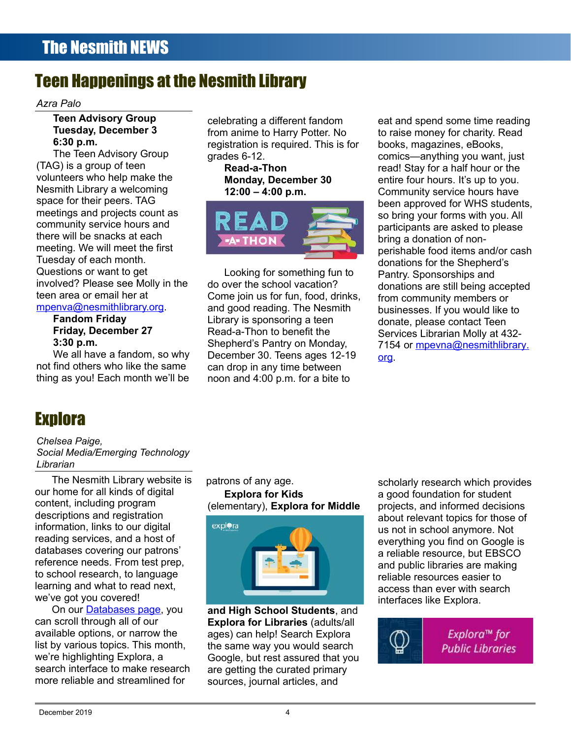# Teen Happenings at the Nesmith Library

*Azra Palo*

**Teen Advisory Group**
**Tuesday, December 3**
**6:30 p.m.**

The Teen Advisory Group (TAG) is a group of teen volunteers who help make the Nesmith Library a welcoming space for their peers. TAG meetings and projects count as community service hours and there will be snacks at each meeting. We will meet the first Tuesday of each month. Questions or want to get involved? Please see Molly in the teen area or email her at mpenva@nesmithlibrary.org.

**Fandom Friday**
**Friday, December 27**
**3:30 p.m.**

We all have a fandom, so why not find others who like the same thing as you! Each month we'll be celebrating a different fandom from anime to Harry Potter. No registration is required. This is for grades 6-12.

**Read-a-Thon**
**Monday, December 30**
**12:00 – 4:00 p.m.**

Looking for something fun to do over the school vacation? Come join us for fun, food, drinks, and good reading. The Nesmith Library is sponsoring a teen Read-a-Thon to benefit the Shepherd's Pantry on Monday, December 30. Teens ages 12-19 can drop in any time between noon and 4:00 p.m. for a bite to eat and spend some time reading to raise money for charity. Read books, magazines, eBooks, comics—anything you want, just read! Stay for a half hour or the entire four hours. It's up to you. Community service hours have been approved for WHS students, so bring your forms with you. All participants are asked to please bring a donation of non-perishable food items and/or cash donations for the Shepherd's Pantry. Sponsorships and donations are still being accepted from community members or businesses. If you would like to donate, please contact Teen Services Librarian Molly at 432-7154 or mpevna@nesmithlibrary.org.

# Explora

*Chelsea Paige,*
*Social Media/Emerging Technology Librarian*

The Nesmith Library website is our home for all kinds of digital content, including program descriptions and registration information, links to our digital reading services, and a host of databases covering our patrons' reference needs. From test prep, to school research, to language learning and what to read next, we've got you covered!

On our Databases page, you can scroll through all of our available options, or narrow the list by various topics. This month, we're highlighting Explora, a search interface to make research more reliable and streamlined for patrons of any age.

**Explora for Kids** (elementary), **Explora for Middle and High School Students**, and **Explora for Libraries** (adults/all ages) can help! Search Explora the same way you would search Google, but rest assured that you are getting the curated primary sources, journal articles, and scholarly research which provides a good foundation for student projects, and informed decisions about relevant topics for those of us not in school anymore. Not everything you find on Google is a reliable resource, but EBSCO and public libraries are making reliable resources easier to access than ever with search interfaces like Explora.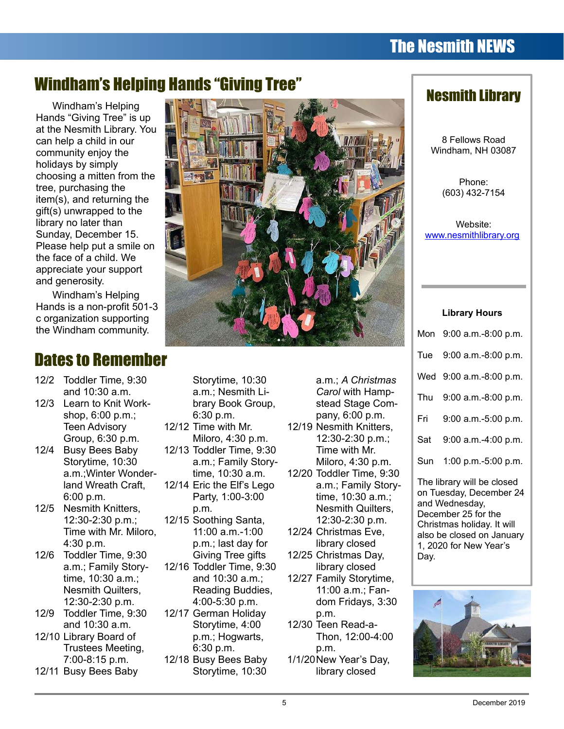## Windham's Helping Hands "Giving Tree"

Windham's Helping Hands "Giving Tree" is up at the Nesmith Library. You can help a child in our community enjoy the holidays by simply choosing a mitten from the tree, purchasing the item(s), and returning the gift(s) unwrapped to the library no later than Sunday, December 15. Please help put a smile on the face of a child. We appreciate your support and generosity.

Windham's Helping Hands is a non-profit 501-3 c organization supporting the Windham community.

## Dates to Remember

- 12/2 Toddler Time, 9:30 and 10:30 a.m.
- 12/3 Learn to Knit Workshop, 6:00 p.m.; Teen Advisory Group, 6:30 p.m.
- 12/4 Busy Bees Baby Storytime, 10:30 a.m.;Winter Wonderland Wreath Craft, 6:00 p.m.
- 12/5 Nesmith Knitters, 12:30-2:30 p.m.; Time with Mr. Miloro, 4:30 p.m.
- 12/6 Toddler Time, 9:30 a.m.; Family Storytime, 10:30 a.m.; Nesmith Quilters, 12:30-2:30 p.m.
- 12/9 Toddler Time, 9:30 and 10:30 a.m.
- 12/10 Library Board of Trustees Meeting, 7:00-8:15 p.m.
- 12/11 Busy Bees Baby Storytime, 10:30 a.m.; Nesmith Library Book Group, 6:30 p.m.
- 12/12 Time with Mr. Miloro, 4:30 p.m.
- 12/13 Toddler Time, 9:30 a.m.; Family Storytime, 10:30 a.m.
- 12/14 Eric the Elf's Lego Party, 1:00-3:00 p.m.
- 12/15 Soothing Santa, 11:00 a.m.-1:00 p.m.; last day for Giving Tree gifts
- 12/16 Toddler Time, 9:30 and 10:30 a.m.; Reading Buddies, 4:00-5:30 p.m.
- 12/17 German Holiday Storytime, 4:00 p.m.; Hogwarts, 6:30 p.m.
- 12/18 Busy Bees Baby Storytime, 10:30 a.m.; *A Christmas Carol* with Hampstead Stage Company, 6:00 p.m.
- 12/19 Nesmith Knitters, 12:30-2:30 p.m.; Time with Mr. Miloro, 4:30 p.m.
- 12/20 Toddler Time, 9:30 a.m.; Family Storytime, 10:30 a.m.; Nesmith Quilters, 12:30-2:30 p.m.
- 12/24 Christmas Eve, library closed
- 12/25 Christmas Day, library closed
- 12/27 Family Storytime, 11:00 a.m.; Fandom Fridays, 3:30 p.m.
- 12/30 Teen Read-a-Thon, 12:00-4:00 p.m.
- 1/1/20 New Year's Day, library closed

## Nesmith Library

8 Fellows Road
Windham, NH 03087

Phone:
(603) 432-7154

Website:
www.nesmithlibrary.org

**Library Hours**

| | |
|---|---|
| Mon | 9:00 a.m.-8:00 p.m. |
| Tue | 9:00 a.m.-8:00 p.m. |
| Wed | 9:00 a.m.-8:00 p.m. |
| Thu | 9:00 a.m.-8:00 p.m. |
| Fri | 9:00 a.m.-5:00 p.m. |
| Sat | 9:00 a.m.-4:00 p.m. |
| Sun | 1:00 p.m.-5:00 p.m. |

The library will be closed on Tuesday, December 24 and Wednesday, December 25 for the Christmas holiday. It will also be closed on January 1, 2020 for New Year's Day.